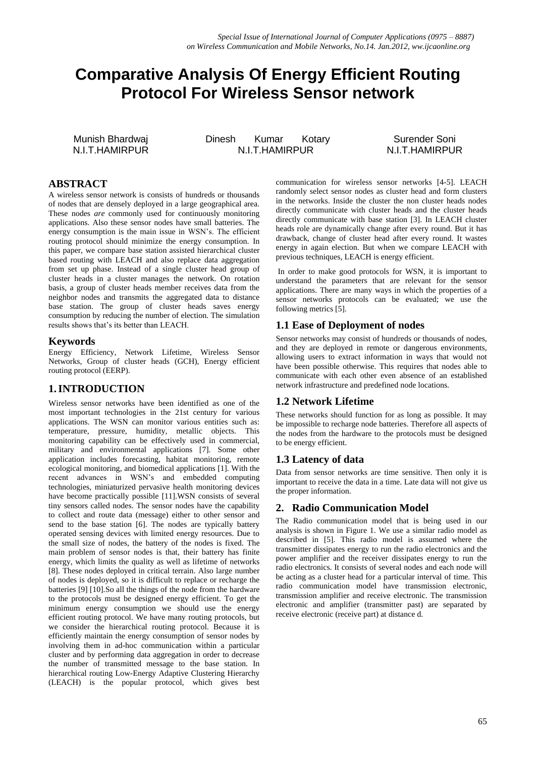# Comparative Analysis Of Energy Efficient Routing Protocol For Wireless Sensor network

Munish Bhardwaj
N.I.T.HAMIRPUR

Dinesh Kumar Kotary
N.I.T.HAMIRPUR

Surender Soni
N.I.T.HAMIRPUR

## ABSTRACT

A wireless sensor network is consists of hundreds or thousands of nodes that are densely deployed in a large geographical area. These nodes *are* commonly used for continuously monitoring applications. Also these sensor nodes have small batteries. The energy consumption is the main issue in WSN's. The efficient routing protocol should minimize the energy consumption. In this paper, we compare base station assisted hierarchical cluster based routing with LEACH and also replace data aggregation from set up phase. Instead of a single cluster head group of cluster heads in a cluster manages the network. On rotation basis, a group of cluster heads member receives data from the neighbor nodes and transmits the aggregated data to distance base station. The group of cluster heads saves energy consumption by reducing the number of election. The simulation results shows that's its better than LEACH.

## Keywords

Energy Efficiency, Network Lifetime, Wireless Sensor Networks, Group of cluster heads (GCH), Energy efficient routing protocol (EERP).

## 1. INTRODUCTION

Wireless sensor networks have been identified as one of the most important technologies in the 21st century for various applications. The WSN can monitor various entities such as: temperature, pressure, humidity, metallic objects. This monitoring capability can be effectively used in commercial, military and environmental applications [7]. Some other application includes forecasting, habitat monitoring, remote ecological monitoring, and biomedical applications [1]. With the recent advances in WSN's and embedded computing technologies, miniaturized pervasive health monitoring devices have become practically possible [11].WSN consists of several tiny sensors called nodes. The sensor nodes have the capability to collect and route data (message) either to other sensor and send to the base station [6]. The nodes are typically battery operated sensing devices with limited energy resources. Due to the small size of nodes, the battery of the nodes is fixed. The main problem of sensor nodes is that, their battery has finite energy, which limits the quality as well as lifetime of networks [8]. These nodes deployed in critical terrain. Also large number of nodes is deployed, so it is difficult to replace or recharge the batteries [9] [10].So all the things of the node from the hardware to the protocols must be designed energy efficient. To get the minimum energy consumption we should use the energy efficient routing protocol. We have many routing protocols, but we consider the hierarchical routing protocol. Because it is efficiently maintain the energy consumption of sensor nodes by involving them in ad-hoc communication within a particular cluster and by performing data aggregation in order to decrease the number of transmitted message to the base station. In hierarchical routing Low-Energy Adaptive Clustering Hierarchy (LEACH) is the popular protocol, which gives best communication for wireless sensor networks [4-5]. LEACH randomly select sensor nodes as cluster head and form clusters in the networks. Inside the cluster the non cluster heads nodes directly communicate with cluster heads and the cluster heads directly communicate with base station [3]. In LEACH cluster heads role are dynamically change after every round. But it has drawback, change of cluster head after every round. It wastes energy in again election. But when we compare LEACH with previous techniques, LEACH is energy efficient.

In order to make good protocols for WSN, it is important to understand the parameters that are relevant for the sensor applications. There are many ways in which the properties of a sensor networks protocols can be evaluated; we use the following metrics [5].

### 1.1 Ease of Deployment of nodes

Sensor networks may consist of hundreds or thousands of nodes, and they are deployed in remote or dangerous environments, allowing users to extract information in ways that would not have been possible otherwise. This requires that nodes able to communicate with each other even absence of an established network infrastructure and predefined node locations.

### 1.2 Network Lifetime

These networks should function for as long as possible. It may be impossible to recharge node batteries. Therefore all aspects of the nodes from the hardware to the protocols must be designed to be energy efficient.

### 1.3 Latency of data

Data from sensor networks are time sensitive. Then only it is important to receive the data in a time. Late data will not give us the proper information.

## 2. Radio Communication Model

The Radio communication model that is being used in our analysis is shown in Figure 1. We use a similar radio model as described in [5]. This radio model is assumed where the transmitter dissipates energy to run the radio electronics and the power amplifier and the receiver dissipates energy to run the radio electronics. It consists of several nodes and each node will be acting as a cluster head for a particular interval of time. This radio communication model have transmission electronic, transmission amplifier and receive electronic. The transmission electronic and amplifier (transmitter past) are separated by receive electronic (receive part) at distance d.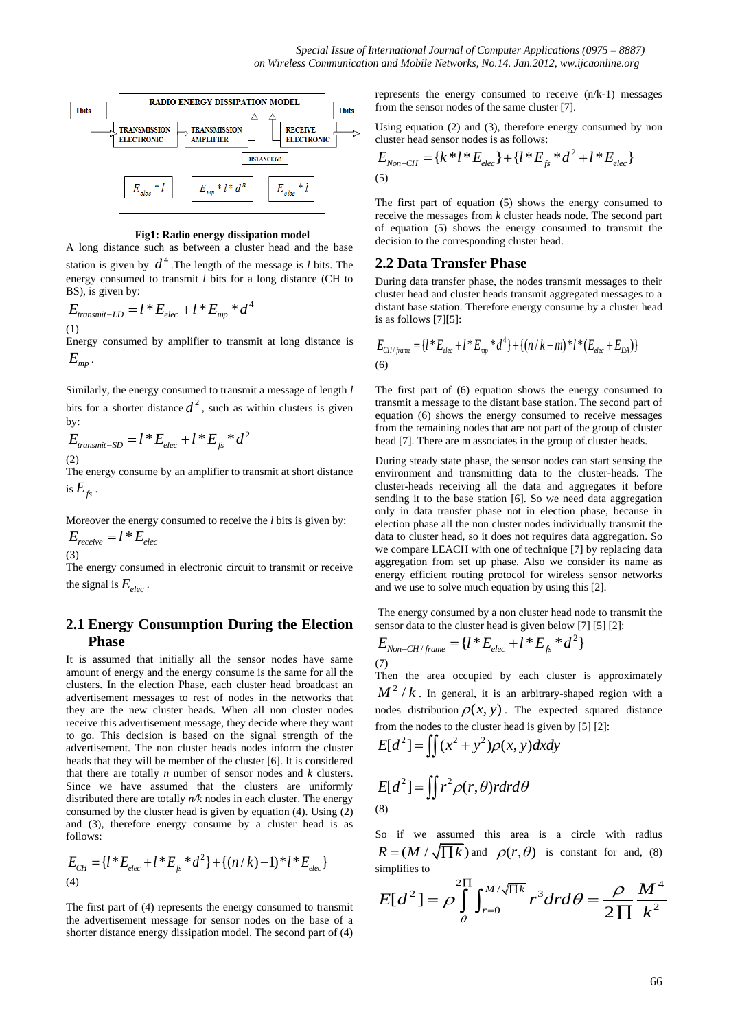RADIO ENERGY DISSIPATION MODEL

l bits | TRANSMISSION ELECTRONIC | TRANSMISSION AMPLIFIER | RECEIVE ELECTRONIC | l bits

DISTANCE (d)

$E_{elec} * l$ | $E_{mp} * l * d^n$ | $E_{elec} * l$

**Fig1: Radio energy dissipation model**

A long distance such as between a cluster head and the base station is given by $d^4$. The length of the message is *l* bits. The energy consumed to transmit *l* bits for a long distance (CH to BS), is given by:

$$E_{transmit-LD} = l * E_{elec} + l * E_{mp} * d^4$$

(1)

Energy consumed by amplifier to transmit at long distance is $E_{mp}$.

Similarly, the energy consumed to transmit a message of length *l* bits for a shorter distance $d^2$, such as within clusters is given by:

$$E_{transmit-SD} = l * E_{elec} + l * E_{fs} * d^2$$

(2)

The energy consume by an amplifier to transmit at short distance is $E_{fs}$.

Moreover the energy consumed to receive the *l* bits is given by:

$$E_{receive} = l * E_{elec}$$

(3)

The energy consumed in electronic circuit to transmit or receive the signal is $E_{elec}$.

## 2.1 Energy Consumption During the Election Phase

It is assumed that initially all the sensor nodes have same amount of energy and the energy consume is the same for all the clusters. In the election Phase, each cluster head broadcast an advertisement messages to rest of nodes in the networks that they are the new cluster heads. When all non cluster nodes receive this advertisement message, they decide where they want to go. This decision is based on the signal strength of the advertisement. The non cluster heads nodes inform the cluster heads that they will be member of the cluster [6]. It is considered that there are totally *n* number of sensor nodes and *k* clusters. Since we have assumed that the clusters are uniformly distributed there are totally *n/k* nodes in each cluster. The energy consumed by the cluster head is given by equation (4). Using (2) and (3), therefore energy consume by a cluster head is as follows:

$$E_{CH} = \{l * E_{elec} + l * E_{fs} * d^2\} + \{(n/k) - 1) * l * E_{elec}\}$$

(4)

The first part of (4) represents the energy consumed to transmit the advertisement message for sensor nodes on the base of a shorter distance energy dissipation model. The second part of (4) represents the energy consumed to receive (n/k-1) messages from the sensor nodes of the same cluster [7].

Using equation (2) and (3), therefore energy consumed by non cluster head sensor nodes is as follows:

$$E_{Non-CH} = \{k * l * E_{elec}\} + \{l * E_{fs} * d^2 + l * E_{elec}\}$$

(5)

The first part of equation (5) shows the energy consumed to receive the messages from *k* cluster heads node. The second part of equation (5) shows the energy consumed to transmit the decision to the corresponding cluster head.

## 2.2 Data Transfer Phase

During data transfer phase, the nodes transmit messages to their cluster head and cluster heads transmit aggregated messages to a distant base station. Therefore energy consume by a cluster head is as follows [7][5]:

$$E_{CH/frame} = \{l * E_{elec} + l * E_{mp} * d^4\} + \{(n/k - m) * l * (E_{elec} + E_{DA})\}$$

(6)

The first part of (6) equation shows the energy consumed to transmit a message to the distant base station. The second part of equation (6) shows the energy consumed to receive messages from the remaining nodes that are not part of the group of cluster head [7]. There are m associates in the group of cluster heads.

During steady state phase, the sensor nodes can start sensing the environment and transmitting data to the cluster-heads. The cluster-heads receiving all the data and aggregates it before sending it to the base station [6]. So we need data aggregation only in data transfer phase not in election phase, because in election phase all the non cluster nodes individually transmit the data to cluster head, so it does not requires data aggregation. So we compare LEACH with one of technique [7] by replacing data aggregation from set up phase. Also we consider its name as energy efficient routing protocol for wireless sensor networks and we use to solve much equation by using this [2].

The energy consumed by a non cluster head node to transmit the sensor data to the cluster head is given below [7] [5] [2]:

$$E_{Non-CH/frame} = \{l * E_{elec} + l * E_{fs} * d^2\}$$

(7)

Then the area occupied by each cluster is approximately $M^2 / k$. In general, it is an arbitrary-shaped region with a nodes distribution $\rho(x, y)$. The expected squared distance from the nodes to the cluster head is given by [5] [2]:

$$E[d^2] = \iint (x^2 + y^2)\rho(x, y)dxdy$$

$$E[d^2] = \iint r^2 \rho(r, \theta) r dr d\theta$$

(8)

So if we assumed this area is a circle with radius $R = (M / \sqrt{\Pi k})$ and $\rho(r, \theta)$ is constant for and, (8) simplifies to

$$E[d^2] = \rho \int_{\theta}^{2\Pi} \int_{r=0}^{M/\sqrt{\Pi k}} r^3 dr d\theta = \frac{\rho}{2\Pi} \frac{M^4}{k^2}$$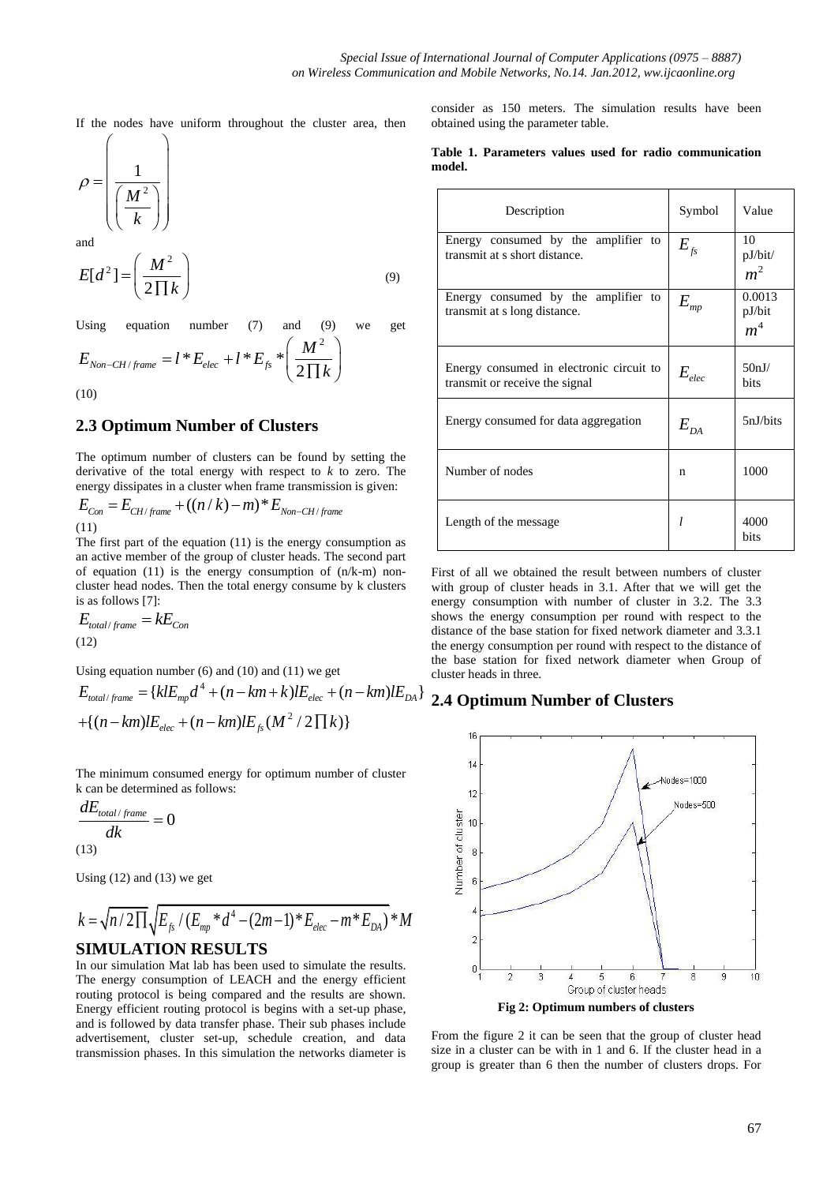If the nodes have uniform throughout the cluster area, then

$$\rho = \left( \frac{1}{\left( \frac{M^2}{k} \right)} \right)$$

and

$$E[d^2] = \left( \frac{M^2}{2\prod k} \right) \quad (9)$$

Using equation number (7) and (9) we get

$$E_{Non-CH/frame} = l * E_{elec} + l * E_{fs} * \left( \frac{M^2}{2\prod k} \right)$$

(10)

## 2.3 Optimum Number of Clusters

The optimum number of clusters can be found by setting the derivative of the total energy with respect to *k* to zero. The energy dissipates in a cluster when frame transmission is given:

$$E_{Con} = E_{CH/frame} + ((n/k) - m) * E_{Non-CH/frame}$$

(11)

The first part of the equation (11) is the energy consumption as an active member of the group of cluster heads. The second part of equation (11) is the energy consumption of (n/k-m) non-cluster head nodes. Then the total energy consume by k clusters is as follows [7]:

$$E_{total/frame} = kE_{Con}$$

(12)

Using equation number (6) and (10) and (11) we get

$$E_{total/frame} = \{klE_{mp}d^4 + (n - km + k)lE_{elec} + (n - km)lE_{DA}\}$$
$$+ \{(n - km)lE_{elec} + (n - km)lE_{fs}(M^2 / 2\prod k)\}$$

The minimum consumed energy for optimum number of cluster k can be determined as follows:

$$\frac{dE_{total/frame}}{dk} = 0$$

(13)

Using (12) and (13) we get

$$k = \sqrt{n/2\prod}\sqrt{E_{fs} / (E_{mp} * d^4 - (2m-1) * E_{elec} - m * E_{DA})} * M$$

## SIMULATION RESULTS

In our simulation Mat lab has been used to simulate the results. The energy consumption of LEACH and the energy efficient routing protocol is being compared and the results are shown. Energy efficient routing protocol is begins with a set-up phase, and is followed by data transfer phase. Their sub phases include advertisement, cluster set-up, schedule creation, and data transmission phases. In this simulation the networks diameter is consider as 150 meters. The simulation results have been obtained using the parameter table.

**Table 1. Parameters values used for radio communication model.**

| Description | Symbol | Value |
|---|---|---|
| Energy consumed by the amplifier to transmit at s short distance. | $E_{fs}$ | 10 pJ/bit/ $m^2$ |
| Energy consumed by the amplifier to transmit at s long distance. | $E_{mp}$ | 0.0013 pJ/bit $m^4$ |
| Energy consumed in electronic circuit to transmit or receive the signal | $E_{elec}$ | 50nJ/ bits |
| Energy consumed for data aggregation | $E_{DA}$ | 5nJ/bits |
| Number of nodes | n | 1000 |
| Length of the message | *l* | 4000 bits |

First of all we obtained the result between numbers of cluster with group of cluster heads in 3.1. After that we will get the energy consumption with number of cluster in 3.2. The 3.3 shows the energy consumption per round with respect to the distance of the base station for fixed network diameter and 3.3.1 the energy consumption per round with respect to the distance of the base station for fixed network diameter when Group of cluster heads in three.

## 2.4 Optimum Number of Clusters

**Fig 2: Optimum numbers of clusters**

From the figure 2 it can be seen that the group of cluster head size in a cluster can be with in 1 and 6. If the cluster head in a group is greater than 6 then the number of clusters drops. For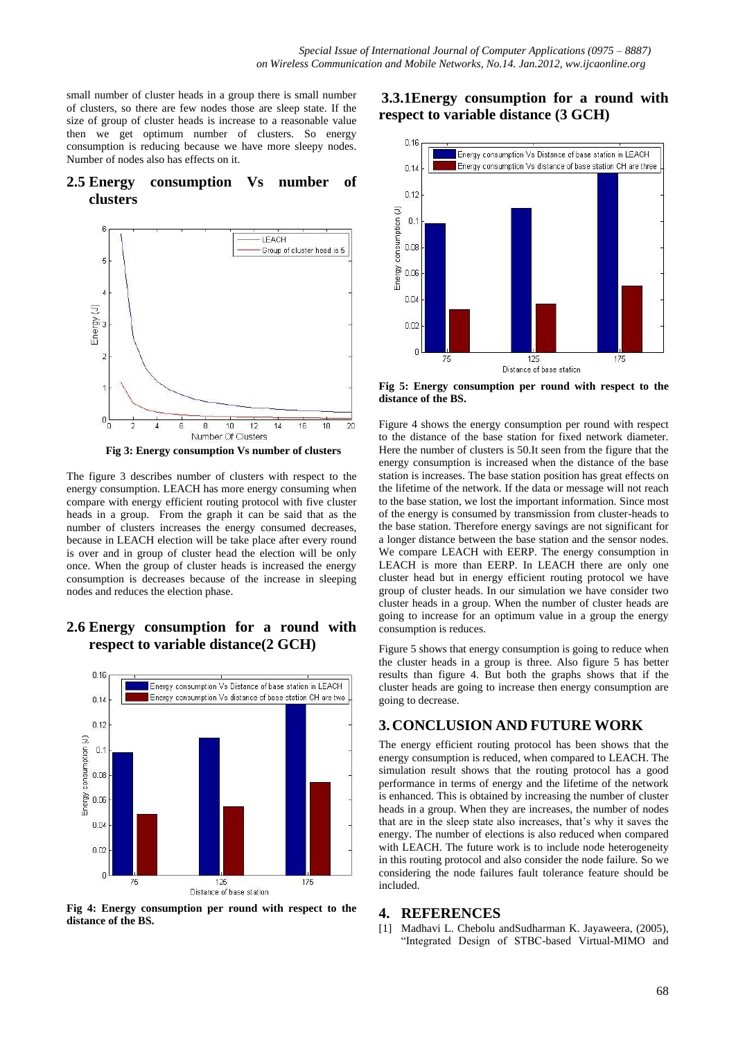small number of cluster heads in a group there is small number of clusters, so there are few nodes those are sleep state. If the size of group of cluster heads is increase to a reasonable value then we get optimum number of clusters. So energy consumption is reducing because we have more sleepy nodes. Number of nodes also has effects on it.

## 2.5 Energy consumption Vs number of clusters

**Fig 3: Energy consumption Vs number of clusters**

The figure 3 describes number of clusters with respect to the energy consumption. LEACH has more energy consuming when compare with energy efficient routing protocol with five cluster heads in a group. From the graph it can be said that as the number of clusters increases the energy consumed decreases, because in LEACH election will be take place after every round is over and in group of cluster head the election will be only once. When the group of cluster heads is increased the energy consumption is decreases because of the increase in sleeping nodes and reduces the election phase.

## 2.6 Energy consumption for a round with respect to variable distance(2 GCH)

**Fig 4: Energy consumption per round with respect to the distance of the BS.**

### 3.3.1Energy consumption for a round with respect to variable distance (3 GCH)

**Fig 5: Energy consumption per round with respect to the distance of the BS.**

Figure 4 shows the energy consumption per round with respect to the distance of the base station for fixed network diameter. Here the number of clusters is 50.It seen from the figure that the energy consumption is increased when the distance of the base station is increases. The base station position has great effects on the lifetime of the network. If the data or message will not reach to the base station, we lost the important information. Since most of the energy is consumed by transmission from cluster-heads to the base station. Therefore energy savings are not significant for a longer distance between the base station and the sensor nodes. We compare LEACH with EERP. The energy consumption in LEACH is more than EERP. In LEACH there are only one cluster head but in energy efficient routing protocol we have group of cluster heads. In our simulation we have consider two cluster heads in a group. When the number of cluster heads are going to increase for an optimum value in a group the energy consumption is reduces.

Figure 5 shows that energy consumption is going to reduce when the cluster heads in a group is three. Also figure 5 has better results than figure 4. But both the graphs shows that if the cluster heads are going to increase then energy consumption are going to decrease.

## 3. CONCLUSION AND FUTURE WORK

The energy efficient routing protocol has been shows that the energy consumption is reduced, when compared to LEACH. The simulation result shows that the routing protocol has a good performance in terms of energy and the lifetime of the network is enhanced. This is obtained by increasing the number of cluster heads in a group. When they are increases, the number of nodes that are in the sleep state also increases, that's why it saves the energy. The number of elections is also reduced when compared with LEACH. The future work is to include node heterogeneity in this routing protocol and also consider the node failure. So we considering the node failures fault tolerance feature should be included.

## 4. REFERENCES

[1] Madhavi L. Chebolu andSudharman K. Jayaweera, (2005), "Integrated Design of STBC-based Virtual-MIMO and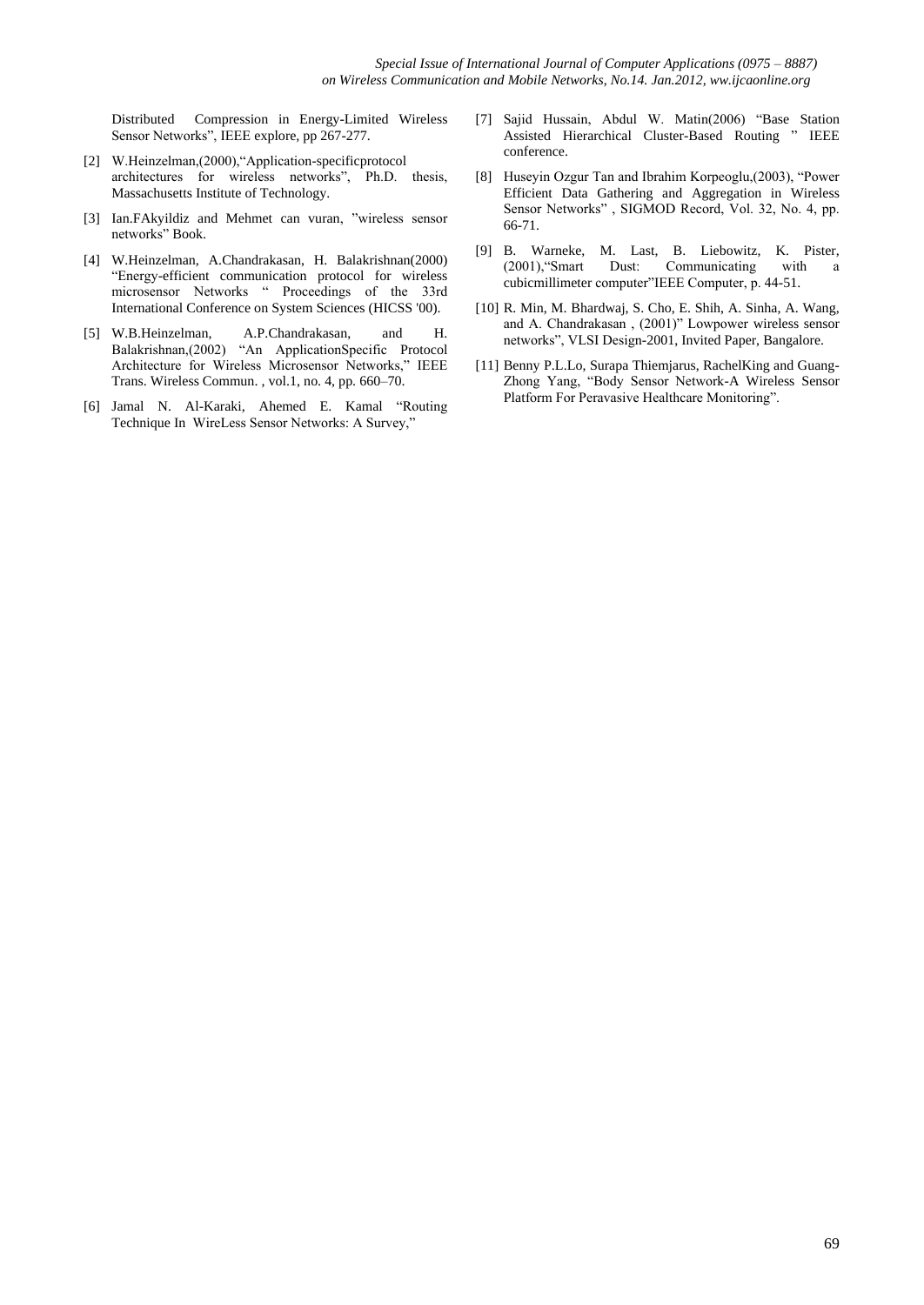Distributed Compression in Energy-Limited Wireless Sensor Networks", IEEE explore, pp 267-277.

[2] W.Heinzelman,(2000),"Application-specificprotocol architectures for wireless networks", Ph.D. thesis, Massachusetts Institute of Technology.

[3] Ian.FAkyildiz and Mehmet can vuran, "wireless sensor networks" Book.

[4] W.Heinzelman, A.Chandrakasan, H. Balakrishnan(2000) "Energy-efficient communication protocol for wireless microsensor Networks " Proceedings of the 33rd International Conference on System Sciences (HICSS '00).

[5] W.B.Heinzelman, A.P.Chandrakasan, and H. Balakrishnan,(2002) "An ApplicationSpecific Protocol Architecture for Wireless Microsensor Networks," IEEE Trans. Wireless Commun. , vol.1, no. 4, pp. 660–70.

[6] Jamal N. Al-Karaki, Ahemed E. Kamal "Routing Technique In WireLess Sensor Networks: A Survey,"

[7] Sajid Hussain, Abdul W. Matin(2006) "Base Station Assisted Hierarchical Cluster-Based Routing " IEEE conference.

[8] Huseyin Ozgur Tan and Ibrahim Korpeoglu,(2003), "Power Efficient Data Gathering and Aggregation in Wireless Sensor Networks" , SIGMOD Record, Vol. 32, No. 4, pp. 66-71.

[9] B. Warneke, M. Last, B. Liebowitz, K. Pister, (2001),"Smart Dust: Communicating with a cubicmillimeter computer"IEEE Computer, p. 44-51.

[10] R. Min, M. Bhardwaj, S. Cho, E. Shih, A. Sinha, A. Wang, and A. Chandrakasan , (2001)" Lowpower wireless sensor networks", VLSI Design-2001, Invited Paper, Bangalore.

[11] Benny P.L.Lo, Surapa Thiemjarus, RachelKing and Guang-Zhong Yang, "Body Sensor Network-A Wireless Sensor Platform For Peravasive Healthcare Monitoring".